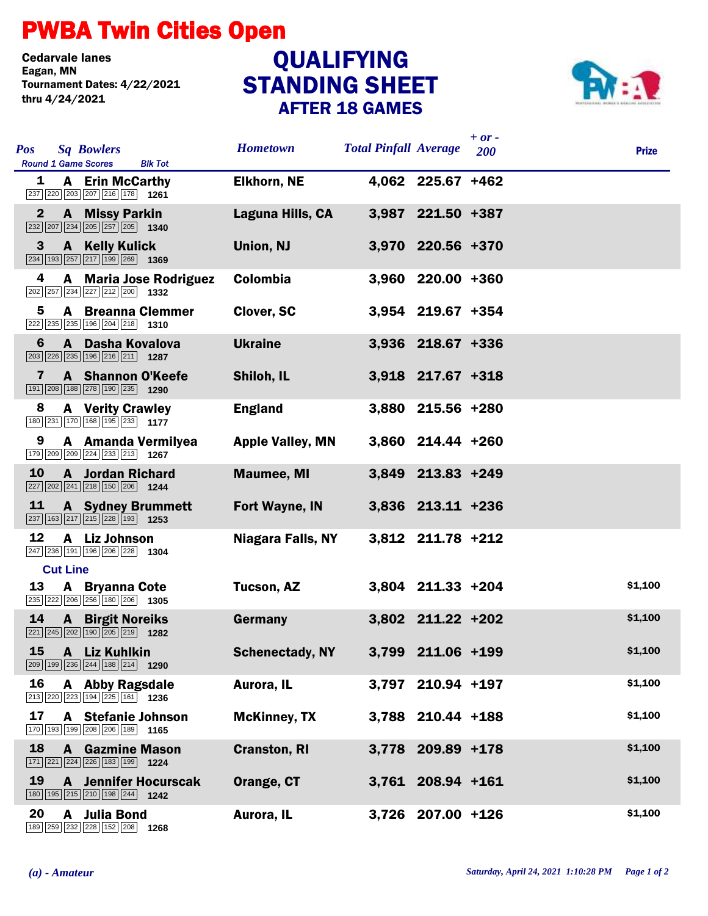# PWBA Twin Cities Open

Cedarvale lanes
Eagan, MN
Tournament Dates: 4/22/2021 thru 4/24/2021

## QUALIFYING STANDING SHEET
### AFTER 18 GAMES

| Pos | Sq | Bowlers | Round 1 Game Scores | Blk Tot | Hometown | Total Pinfall | Average | + or - 200 | Prize |
|---|---|---|---|---|---|---|---|---|---|
| 1 | A | Erin McCarthy | 237 220 203 207 216 178 | 1261 | Elkhorn, NE | 4,062 | 225.67 | +462 | |
| 2 | A | Missy Parkin | 232 207 234 205 257 205 | 1340 | Laguna Hills, CA | 3,987 | 221.50 | +387 | |
| 3 | A | Kelly Kulick | 234 193 257 217 199 269 | 1369 | Union, NJ | 3,970 | 220.56 | +370 | |
| 4 | A | Maria Jose Rodriguez | 202 257 234 227 212 200 | 1332 | Colombia | 3,960 | 220.00 | +360 | |
| 5 | A | Breanna Clemmer | 222 235 235 196 204 218 | 1310 | Clover, SC | 3,954 | 219.67 | +354 | |
| 6 | A | Dasha Kovalova | 203 226 235 196 216 211 | 1287 | Ukraine | 3,936 | 218.67 | +336 | |
| 7 | A | Shannon O'Keefe | 191 208 188 278 190 235 | 1290 | Shiloh, IL | 3,918 | 217.67 | +318 | |
| 8 | A | Verity Crawley | 180 231 170 168 195 233 | 1177 | England | 3,880 | 215.56 | +280 | |
| 9 | A | Amanda Vermilyea | 179 209 209 224 233 213 | 1267 | Apple Valley, MN | 3,860 | 214.44 | +260 | |
| 10 | A | Jordan Richard | 227 202 241 218 150 206 | 1244 | Maumee, MI | 3,849 | 213.83 | +249 | |
| 11 | A | Sydney Brummett | 237 163 217 215 228 193 | 1253 | Fort Wayne, IN | 3,836 | 213.11 | +236 | |
| 12 | A | Liz Johnson | 247 236 191 196 206 228 | 1304 | Niagara Falls, NY | 3,812 | 211.78 | +212 | |
| **Cut Line** | | | | | | | | | |
| 13 | A | Bryanna Cote | 235 222 206 256 180 206 | 1305 | Tucson, AZ | 3,804 | 211.33 | +204 | $1,100 |
| 14 | A | Birgit Noreiks | 221 245 202 190 205 219 | 1282 | Germany | 3,802 | 211.22 | +202 | $1,100 |
| 15 | A | Liz Kuhlkin | 209 199 236 244 188 214 | 1290 | Schenectady, NY | 3,799 | 211.06 | +199 | $1,100 |
| 16 | A | Abby Ragsdale | 213 220 223 194 225 161 | 1236 | Aurora, IL | 3,797 | 210.94 | +197 | $1,100 |
| 17 | A | Stefanie Johnson | 170 193 199 208 206 189 | 1165 | McKinney, TX | 3,788 | 210.44 | +188 | $1,100 |
| 18 | A | Gazmine Mason | 171 221 224 226 183 199 | 1224 | Cranston, RI | 3,778 | 209.89 | +178 | $1,100 |
| 19 | A | Jennifer Hocurscak | 180 195 215 210 198 244 | 1242 | Orange, CT | 3,761 | 208.94 | +161 | $1,100 |
| 20 | A | Julia Bond | 189 259 232 228 152 208 | 1268 | Aurora, IL | 3,726 | 207.00 | +126 | $1,100 |

*(a) - Amateur*

*Saturday, April 24, 2021 1:10:28 PM*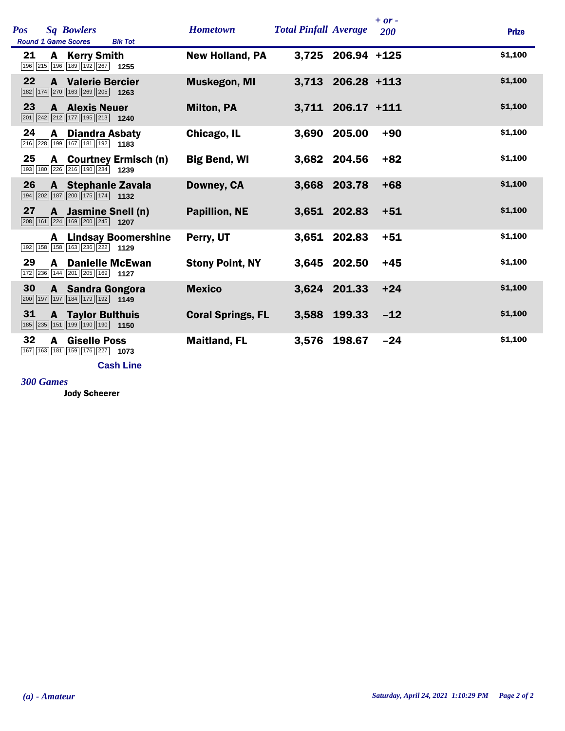| Pos | Sq | Bowlers | Round 1 Game Scores | Blk Tot | Hometown | Total Pinfall | Average | + or - 200 | Prize |
|---|---|---|---|---|---|---|---|---|---|
| 21 | A | Kerry Smith | 196 215 196 189 192 267 | 1255 | New Holland, PA | 3,725 | 206.94 | +125 | $1,100 |
| 22 | A | Valerie Bercier | 182 174 270 163 269 205 | 1263 | Muskegon, MI | 3,713 | 206.28 | +113 | $1,100 |
| 23 | A | Alexis Neuer | 201 242 212 177 195 213 | 1240 | Milton, PA | 3,711 | 206.17 | +111 | $1,100 |
| 24 | A | Diandra Asbaty | 216 228 199 167 181 192 | 1183 | Chicago, IL | 3,690 | 205.00 | +90 | $1,100 |
| 25 | A | Courtney Ermisch (n) | 193 180 226 216 190 234 | 1239 | Big Bend, WI | 3,682 | 204.56 | +82 | $1,100 |
| 26 | A | Stephanie Zavala | 194 202 187 200 175 174 | 1132 | Downey, CA | 3,668 | 203.78 | +68 | $1,100 |
| 27 | A | Jasmine Snell (n) | 208 161 224 169 200 245 | 1207 | Papillion, NE | 3,651 | 202.83 | +51 | $1,100 |
| | A | Lindsay Boomershine | 192 158 158 163 236 222 | 1129 | Perry, UT | 3,651 | 202.83 | +51 | $1,100 |
| 29 | A | Danielle McEwan | 172 236 144 201 205 169 | 1127 | Stony Point, NY | 3,645 | 202.50 | +45 | $1,100 |
| 30 | A | Sandra Gongora | 200 197 197 184 179 192 | 1149 | Mexico | 3,624 | 201.33 | +24 | $1,100 |
| 31 | A | Taylor Bulthuis | 185 235 151 199 190 190 | 1150 | Coral Springs, FL | 3,588 | 199.33 | -12 | $1,100 |
| 32 | A | Giselle Poss | 167 163 181 159 176 227 | 1073 | Maitland, FL | 3,576 | 198.67 | -24 | $1,100 |

**Cash Line**

*300 Games*

**Jody Scheerer**

*(a) - Amateur*